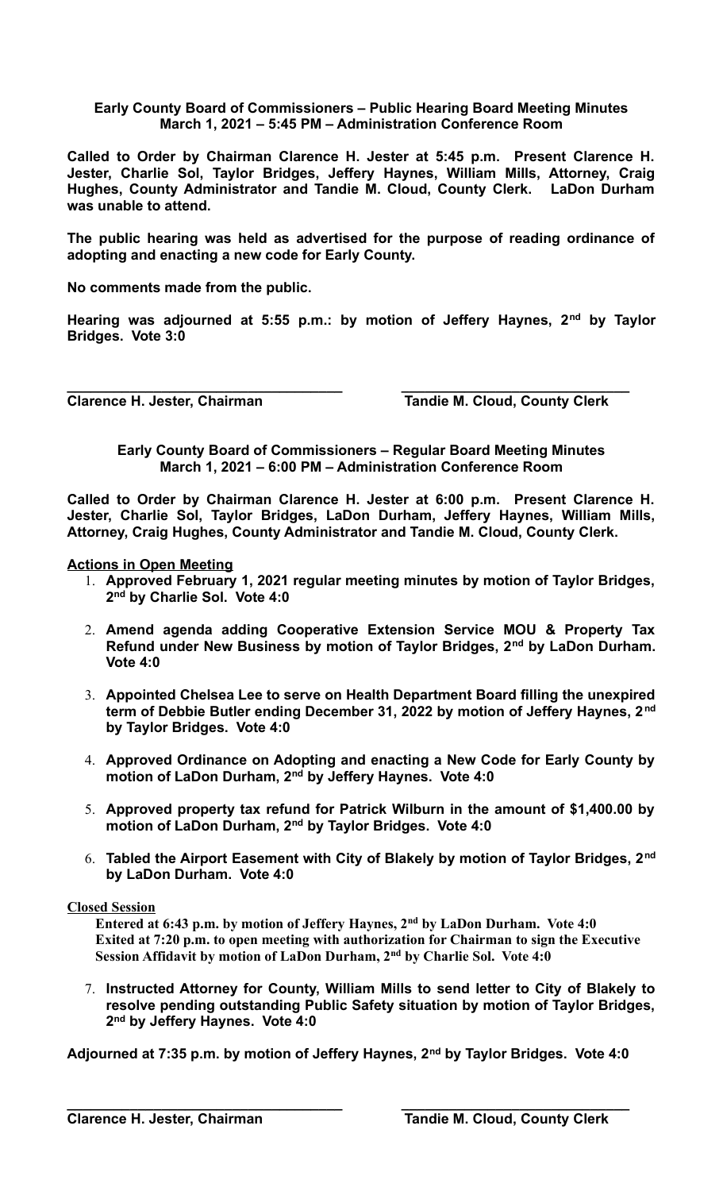**Early County Board of Commissioners – Public Hearing Board Meeting Minutes**
**March 1, 2021 – 5:45 PM – Administration Conference Room**

**Called to Order by Chairman Clarence H. Jester at 5:45 p.m. Present Clarence H. Jester, Charlie Sol, Taylor Bridges, Jeffery Haynes, William Mills, Attorney, Craig Hughes, County Administrator and Tandie M. Cloud, County Clerk. LaDon Durham was unable to attend.**

**The public hearing was held as advertised for the purpose of reading ordinance of adopting and enacting a new code for Early County.**

**No comments made from the public.**

**Hearing was adjourned at 5:55 p.m.: by motion of Jeffery Haynes, 2nd by Taylor Bridges. Vote 3:0**

**Clarence H. Jester, Chairman** **Tandie M. Cloud, County Clerk**

**Early County Board of Commissioners – Regular Board Meeting Minutes**
**March 1, 2021 – 6:00 PM – Administration Conference Room**

**Called to Order by Chairman Clarence H. Jester at 6:00 p.m. Present Clarence H. Jester, Charlie Sol, Taylor Bridges, LaDon Durham, Jeffery Haynes, William Mills, Attorney, Craig Hughes, County Administrator and Tandie M. Cloud, County Clerk.**

**Actions in Open Meeting**

1. **Approved February 1, 2021 regular meeting minutes by motion of Taylor Bridges, 2nd by Charlie Sol. Vote 4:0**
2. **Amend agenda adding Cooperative Extension Service MOU & Property Tax Refund under New Business by motion of Taylor Bridges, 2nd by LaDon Durham. Vote 4:0**
3. **Appointed Chelsea Lee to serve on Health Department Board filling the unexpired term of Debbie Butler ending December 31, 2022 by motion of Jeffery Haynes, 2nd by Taylor Bridges. Vote 4:0**
4. **Approved Ordinance on Adopting and enacting a New Code for Early County by motion of LaDon Durham, 2nd by Jeffery Haynes. Vote 4:0**
5. **Approved property tax refund for Patrick Wilburn in the amount of $1,400.00 by motion of LaDon Durham, 2nd by Taylor Bridges. Vote 4:0**
6. **Tabled the Airport Easement with City of Blakely by motion of Taylor Bridges, 2nd by LaDon Durham. Vote 4:0**

**Closed Session**

**Entered at 6:43 p.m. by motion of Jeffery Haynes, 2nd by LaDon Durham. Vote 4:0**
**Exited at 7:20 p.m. to open meeting with authorization for Chairman to sign the Executive Session Affidavit by motion of LaDon Durham, 2nd by Charlie Sol. Vote 4:0**

7. **Instructed Attorney for County, William Mills to send letter to City of Blakely to resolve pending outstanding Public Safety situation by motion of Taylor Bridges, 2nd by Jeffery Haynes. Vote 4:0**

**Adjourned at 7:35 p.m. by motion of Jeffery Haynes, 2nd by Taylor Bridges. Vote 4:0**

**Clarence H. Jester, Chairman** **Tandie M. Cloud, County Clerk**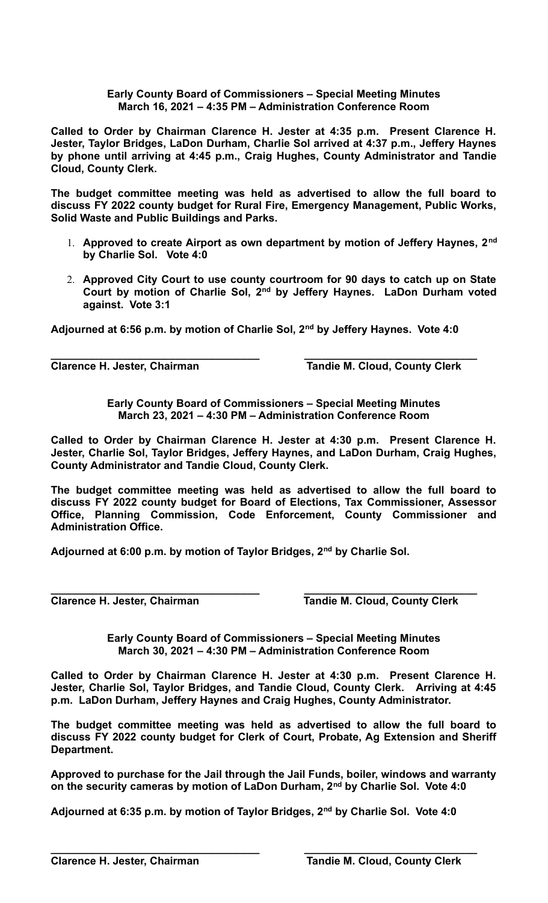**Early County Board of Commissioners – Special Meeting Minutes**
**March 16, 2021 – 4:35 PM – Administration Conference Room**

**Called to Order by Chairman Clarence H. Jester at 4:35 p.m. Present Clarence H. Jester, Taylor Bridges, LaDon Durham, Charlie Sol arrived at 4:37 p.m., Jeffery Haynes by phone until arriving at 4:45 p.m., Craig Hughes, County Administrator and Tandie Cloud, County Clerk.**

**The budget committee meeting was held as advertised to allow the full board to discuss FY 2022 county budget for Rural Fire, Emergency Management, Public Works, Solid Waste and Public Buildings and Parks.**

1. **Approved to create Airport as own department by motion of Jeffery Haynes, 2nd by Charlie Sol. Vote 4:0**
2. **Approved City Court to use county courtroom for 90 days to catch up on State Court by motion of Charlie Sol, 2nd by Jeffery Haynes. LaDon Durham voted against. Vote 3:1**

**Adjourned at 6:56 p.m. by motion of Charlie Sol, 2nd by Jeffery Haynes. Vote 4:0**

**Clarence H. Jester, Chairman** **Tandie M. Cloud, County Clerk**

**Early County Board of Commissioners – Special Meeting Minutes**
**March 23, 2021 – 4:30 PM – Administration Conference Room**

**Called to Order by Chairman Clarence H. Jester at 4:30 p.m. Present Clarence H. Jester, Charlie Sol, Taylor Bridges, Jeffery Haynes, and LaDon Durham, Craig Hughes, County Administrator and Tandie Cloud, County Clerk.**

**The budget committee meeting was held as advertised to allow the full board to discuss FY 2022 county budget for Board of Elections, Tax Commissioner, Assessor Office, Planning Commission, Code Enforcement, County Commissioner and Administration Office.**

**Adjourned at 6:00 p.m. by motion of Taylor Bridges, 2nd by Charlie Sol.**

**Clarence H. Jester, Chairman** **Tandie M. Cloud, County Clerk**

**Early County Board of Commissioners – Special Meeting Minutes**
**March 30, 2021 – 4:30 PM – Administration Conference Room**

**Called to Order by Chairman Clarence H. Jester at 4:30 p.m. Present Clarence H. Jester, Charlie Sol, Taylor Bridges, and Tandie Cloud, County Clerk. Arriving at 4:45 p.m. LaDon Durham, Jeffery Haynes and Craig Hughes, County Administrator.**

**The budget committee meeting was held as advertised to allow the full board to discuss FY 2022 county budget for Clerk of Court, Probate, Ag Extension and Sheriff Department.**

**Approved to purchase for the Jail through the Jail Funds, boiler, windows and warranty on the security cameras by motion of LaDon Durham, 2nd by Charlie Sol. Vote 4:0**

**Adjourned at 6:35 p.m. by motion of Taylor Bridges, 2nd by Charlie Sol. Vote 4:0**

**Clarence H. Jester, Chairman** **Tandie M. Cloud, County Clerk**